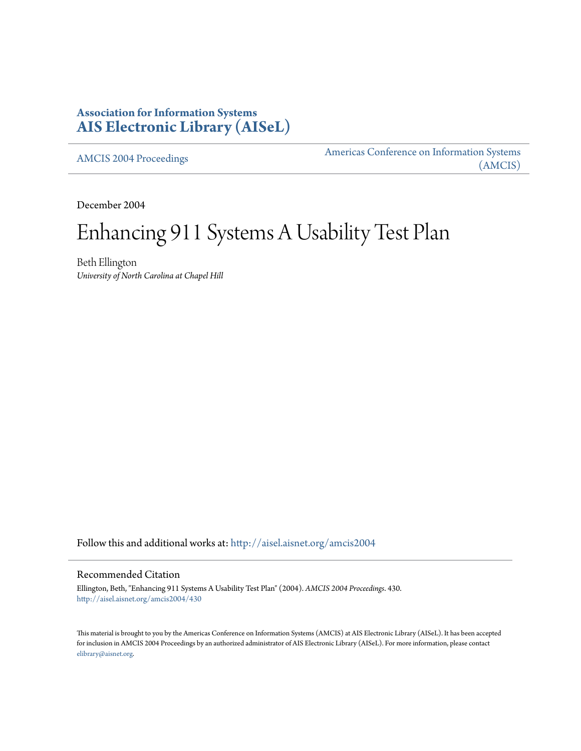**Association for Information Systems**
**AIS Electronic Library (AISeL)**

AMCIS 2004 Proceedings

Americas Conference on Information Systems (AMCIS)

December 2004

# Enhancing 911 Systems A Usability Test Plan

Beth Ellington
*University of North Carolina at Chapel Hill*

Follow this and additional works at: http://aisel.aisnet.org/amcis2004

## Recommended Citation

Ellington, Beth, "Enhancing 911 Systems A Usability Test Plan" (2004). *AMCIS 2004 Proceedings*. 430.
http://aisel.aisnet.org/amcis2004/430

This material is brought to you by the Americas Conference on Information Systems (AMCIS) at AIS Electronic Library (AISeL). It has been accepted for inclusion in AMCIS 2004 Proceedings by an authorized administrator of AIS Electronic Library (AISeL). For more information, please contact elibrary@aisnet.org.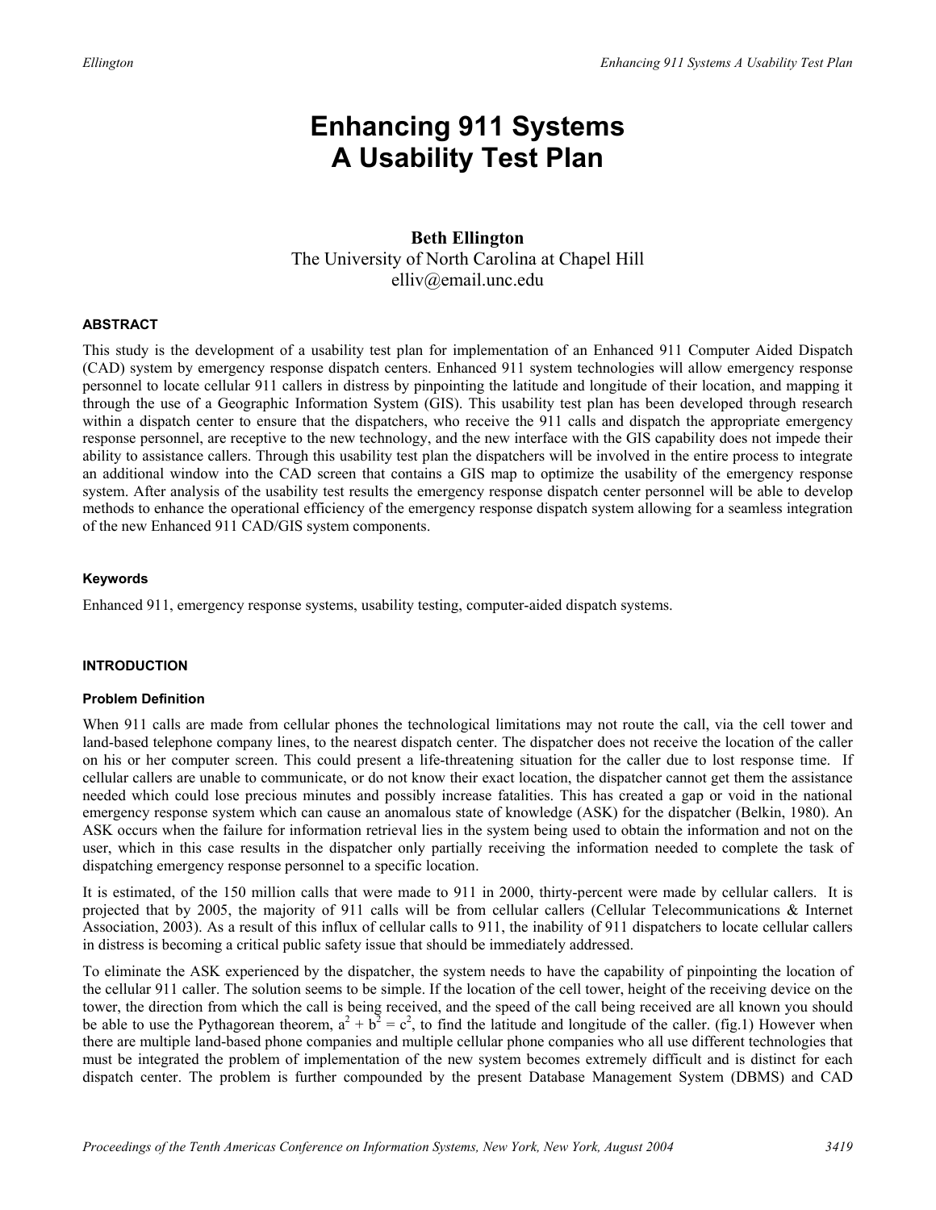# Enhancing 911 Systems A Usability Test Plan

**Beth Ellington**
The University of North Carolina at Chapel Hill
elliv@email.unc.edu

#### ABSTRACT

This study is the development of a usability test plan for implementation of an Enhanced 911 Computer Aided Dispatch (CAD) system by emergency response dispatch centers. Enhanced 911 system technologies will allow emergency response personnel to locate cellular 911 callers in distress by pinpointing the latitude and longitude of their location, and mapping it through the use of a Geographic Information System (GIS). This usability test plan has been developed through research within a dispatch center to ensure that the dispatchers, who receive the 911 calls and dispatch the appropriate emergency response personnel, are receptive to the new technology, and the new interface with the GIS capability does not impede their ability to assistance callers. Through this usability test plan the dispatchers will be involved in the entire process to integrate an additional window into the CAD screen that contains a GIS map to optimize the usability of the emergency response system. After analysis of the usability test results the emergency response dispatch center personnel will be able to develop methods to enhance the operational efficiency of the emergency response dispatch system allowing for a seamless integration of the new Enhanced 911 CAD/GIS system components.

#### Keywords

Enhanced 911, emergency response systems, usability testing, computer-aided dispatch systems.

#### INTRODUCTION

#### Problem Definition

When 911 calls are made from cellular phones the technological limitations may not route the call, via the cell tower and land-based telephone company lines, to the nearest dispatch center. The dispatcher does not receive the location of the caller on his or her computer screen. This could present a life-threatening situation for the caller due to lost response time. If cellular callers are unable to communicate, or do not know their exact location, the dispatcher cannot get them the assistance needed which could lose precious minutes and possibly increase fatalities. This has created a gap or void in the national emergency response system which can cause an anomalous state of knowledge (ASK) for the dispatcher (Belkin, 1980). An ASK occurs when the failure for information retrieval lies in the system being used to obtain the information and not on the user, which in this case results in the dispatcher only partially receiving the information needed to complete the task of dispatching emergency response personnel to a specific location.

It is estimated, of the 150 million calls that were made to 911 in 2000, thirty-percent were made by cellular callers. It is projected that by 2005, the majority of 911 calls will be from cellular callers (Cellular Telecommunications & Internet Association, 2003). As a result of this influx of cellular calls to 911, the inability of 911 dispatchers to locate cellular callers in distress is becoming a critical public safety issue that should be immediately addressed.

To eliminate the ASK experienced by the dispatcher, the system needs to have the capability of pinpointing the location of the cellular 911 caller. The solution seems to be simple. If the location of the cell tower, height of the receiving device on the tower, the direction from which the call is being received, and the speed of the call being received are all known you should be able to use the Pythagorean theorem, $a^2 + b^2 = c^2$, to find the latitude and longitude of the caller. (fig.1) However when there are multiple land-based phone companies and multiple cellular phone companies who all use different technologies that must be integrated the problem of implementation of the new system becomes extremely difficult and is distinct for each dispatch center. The problem is further compounded by the present Database Management System (DBMS) and CAD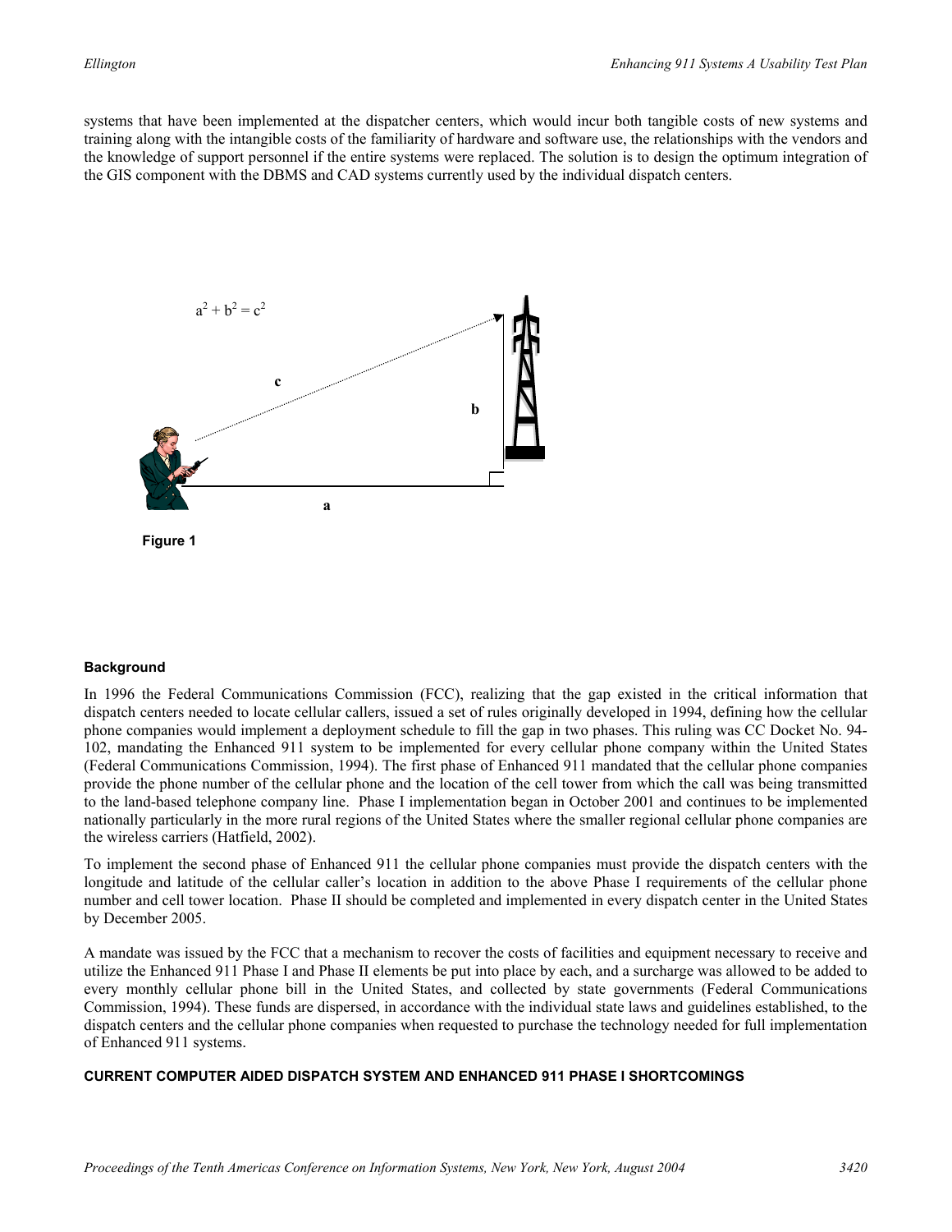systems that have been implemented at the dispatcher centers, which would incur both tangible costs of new systems and training along with the intangible costs of the familiarity of hardware and software use, the relationships with the vendors and the knowledge of support personnel if the entire systems were replaced. The solution is to design the optimum integration of the GIS component with the DBMS and CAD systems currently used by the individual dispatch centers.

$$a^2 + b^2 = c^2$$

c

b

a

**Figure 1**

### Background

In 1996 the Federal Communications Commission (FCC), realizing that the gap existed in the critical information that dispatch centers needed to locate cellular callers, issued a set of rules originally developed in 1994, defining how the cellular phone companies would implement a deployment schedule to fill the gap in two phases. This ruling was CC Docket No. 94-102, mandating the Enhanced 911 system to be implemented for every cellular phone company within the United States (Federal Communications Commission, 1994). The first phase of Enhanced 911 mandated that the cellular phone companies provide the phone number of the cellular phone and the location of the cell tower from which the call was being transmitted to the land-based telephone company line. Phase I implementation began in October 2001 and continues to be implemented nationally particularly in the more rural regions of the United States where the smaller regional cellular phone companies are the wireless carriers (Hatfield, 2002).

To implement the second phase of Enhanced 911 the cellular phone companies must provide the dispatch centers with the longitude and latitude of the cellular caller's location in addition to the above Phase I requirements of the cellular phone number and cell tower location. Phase II should be completed and implemented in every dispatch center in the United States by December 2005.

A mandate was issued by the FCC that a mechanism to recover the costs of facilities and equipment necessary to receive and utilize the Enhanced 911 Phase I and Phase II elements be put into place by each, and a surcharge was allowed to be added to every monthly cellular phone bill in the United States, and collected by state governments (Federal Communications Commission, 1994). These funds are dispersed, in accordance with the individual state laws and guidelines established, to the dispatch centers and the cellular phone companies when requested to purchase the technology needed for full implementation of Enhanced 911 systems.

### CURRENT COMPUTER AIDED DISPATCH SYSTEM AND ENHANCED 911 PHASE I SHORTCOMINGS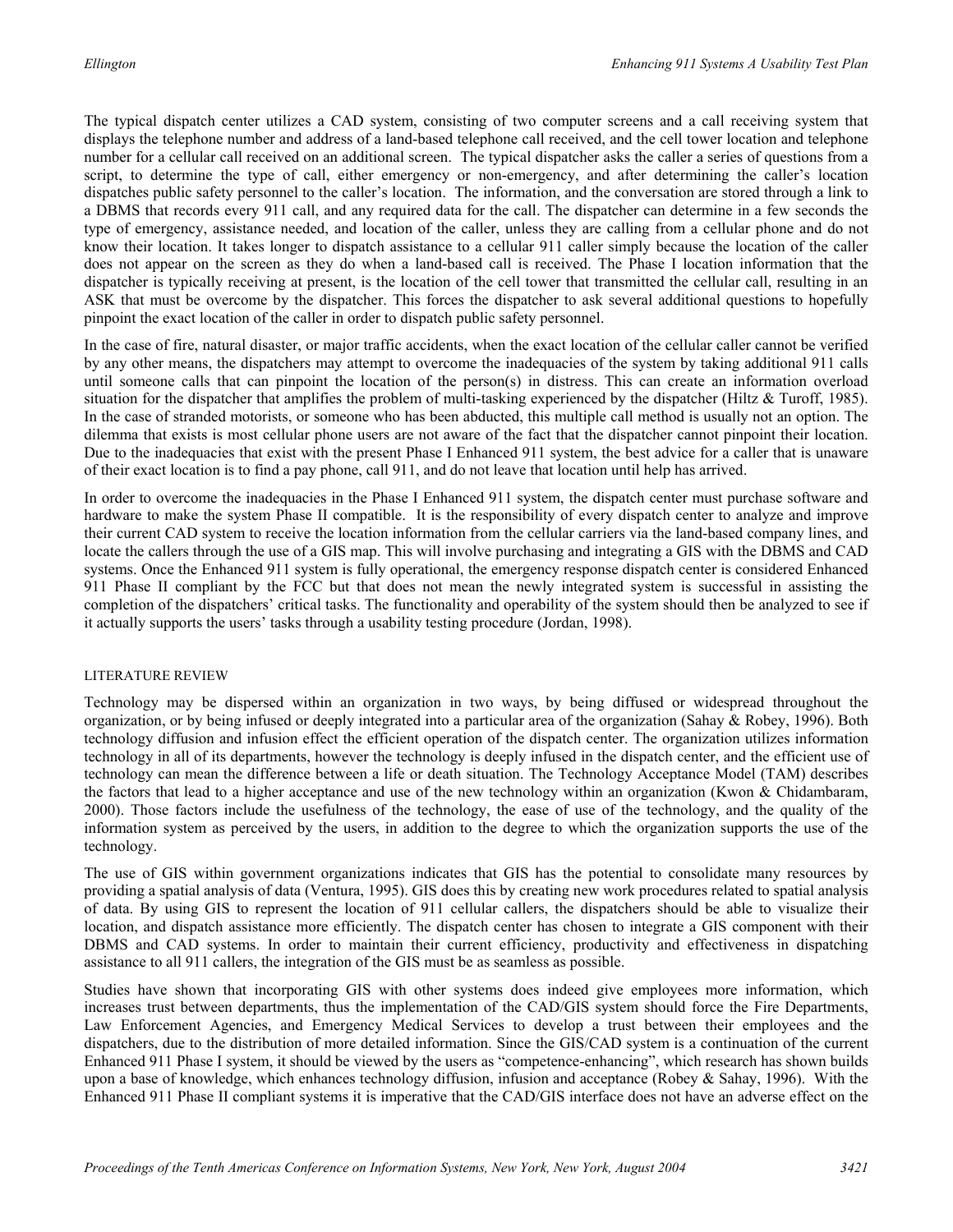The typical dispatch center utilizes a CAD system, consisting of two computer screens and a call receiving system that displays the telephone number and address of a land-based telephone call received, and the cell tower location and telephone number for a cellular call received on an additional screen. The typical dispatcher asks the caller a series of questions from a script, to determine the type of call, either emergency or non-emergency, and after determining the caller's location dispatches public safety personnel to the caller's location. The information, and the conversation are stored through a link to a DBMS that records every 911 call, and any required data for the call. The dispatcher can determine in a few seconds the type of emergency, assistance needed, and location of the caller, unless they are calling from a cellular phone and do not know their location. It takes longer to dispatch assistance to a cellular 911 caller simply because the location of the caller does not appear on the screen as they do when a land-based call is received. The Phase I location information that the dispatcher is typically receiving at present, is the location of the cell tower that transmitted the cellular call, resulting in an ASK that must be overcome by the dispatcher. This forces the dispatcher to ask several additional questions to hopefully pinpoint the exact location of the caller in order to dispatch public safety personnel.

In the case of fire, natural disaster, or major traffic accidents, when the exact location of the cellular caller cannot be verified by any other means, the dispatchers may attempt to overcome the inadequacies of the system by taking additional 911 calls until someone calls that can pinpoint the location of the person(s) in distress. This can create an information overload situation for the dispatcher that amplifies the problem of multi-tasking experienced by the dispatcher (Hiltz & Turoff, 1985). In the case of stranded motorists, or someone who has been abducted, this multiple call method is usually not an option. The dilemma that exists is most cellular phone users are not aware of the fact that the dispatcher cannot pinpoint their location. Due to the inadequacies that exist with the present Phase I Enhanced 911 system, the best advice for a caller that is unaware of their exact location is to find a pay phone, call 911, and do not leave that location until help has arrived.

In order to overcome the inadequacies in the Phase I Enhanced 911 system, the dispatch center must purchase software and hardware to make the system Phase II compatible. It is the responsibility of every dispatch center to analyze and improve their current CAD system to receive the location information from the cellular carriers via the land-based company lines, and locate the callers through the use of a GIS map. This will involve purchasing and integrating a GIS with the DBMS and CAD systems. Once the Enhanced 911 system is fully operational, the emergency response dispatch center is considered Enhanced 911 Phase II compliant by the FCC but that does not mean the newly integrated system is successful in assisting the completion of the dispatchers' critical tasks. The functionality and operability of the system should then be analyzed to see if it actually supports the users' tasks through a usability testing procedure (Jordan, 1998).

## LITERATURE REVIEW

Technology may be dispersed within an organization in two ways, by being diffused or widespread throughout the organization, or by being infused or deeply integrated into a particular area of the organization (Sahay & Robey, 1996). Both technology diffusion and infusion effect the efficient operation of the dispatch center. The organization utilizes information technology in all of its departments, however the technology is deeply infused in the dispatch center, and the efficient use of technology can mean the difference between a life or death situation. The Technology Acceptance Model (TAM) describes the factors that lead to a higher acceptance and use of the new technology within an organization (Kwon & Chidambaram, 2000). Those factors include the usefulness of the technology, the ease of use of the technology, and the quality of the information system as perceived by the users, in addition to the degree to which the organization supports the use of the technology.

The use of GIS within government organizations indicates that GIS has the potential to consolidate many resources by providing a spatial analysis of data (Ventura, 1995). GIS does this by creating new work procedures related to spatial analysis of data. By using GIS to represent the location of 911 cellular callers, the dispatchers should be able to visualize their location, and dispatch assistance more efficiently. The dispatch center has chosen to integrate a GIS component with their DBMS and CAD systems. In order to maintain their current efficiency, productivity and effectiveness in dispatching assistance to all 911 callers, the integration of the GIS must be as seamless as possible.

Studies have shown that incorporating GIS with other systems does indeed give employees more information, which increases trust between departments, thus the implementation of the CAD/GIS system should force the Fire Departments, Law Enforcement Agencies, and Emergency Medical Services to develop a trust between their employees and the dispatchers, due to the distribution of more detailed information. Since the GIS/CAD system is a continuation of the current Enhanced 911 Phase I system, it should be viewed by the users as "competence-enhancing", which research has shown builds upon a base of knowledge, which enhances technology diffusion, infusion and acceptance (Robey & Sahay, 1996). With the Enhanced 911 Phase II compliant systems it is imperative that the CAD/GIS interface does not have an adverse effect on the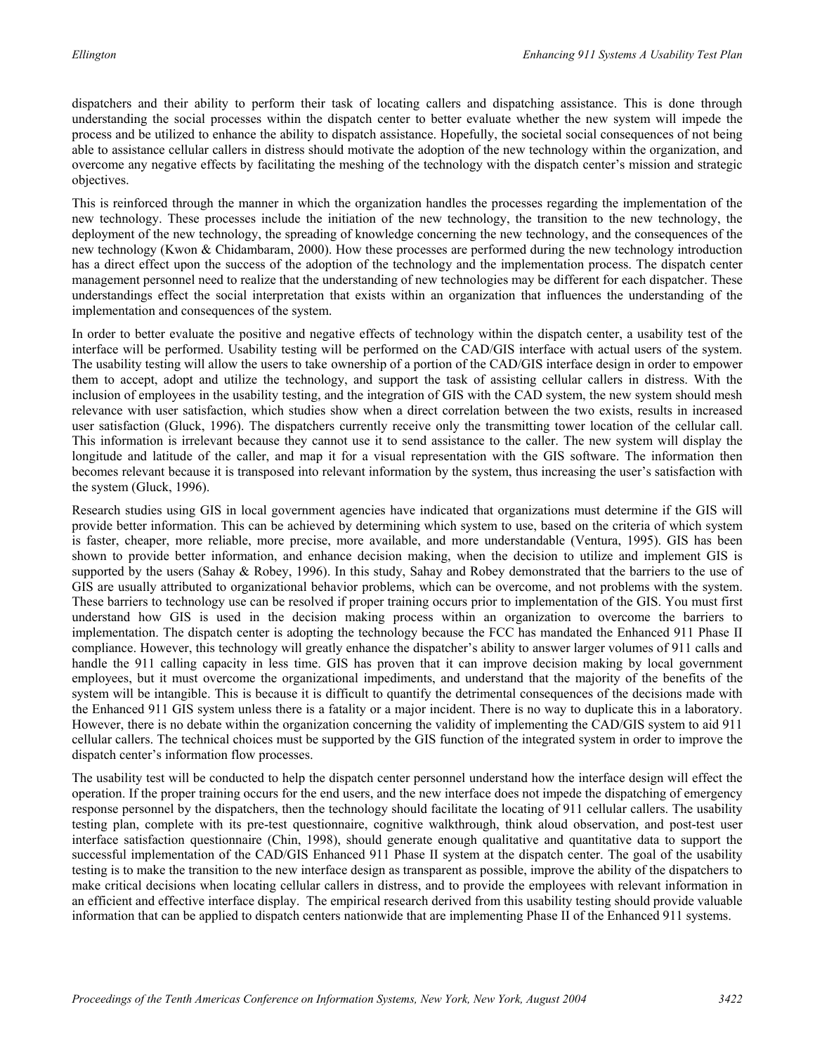dispatchers and their ability to perform their task of locating callers and dispatching assistance. This is done through understanding the social processes within the dispatch center to better evaluate whether the new system will impede the process and be utilized to enhance the ability to dispatch assistance. Hopefully, the societal social consequences of not being able to assistance cellular callers in distress should motivate the adoption of the new technology within the organization, and overcome any negative effects by facilitating the meshing of the technology with the dispatch center's mission and strategic objectives.

This is reinforced through the manner in which the organization handles the processes regarding the implementation of the new technology. These processes include the initiation of the new technology, the transition to the new technology, the deployment of the new technology, the spreading of knowledge concerning the new technology, and the consequences of the new technology (Kwon & Chidambaram, 2000). How these processes are performed during the new technology introduction has a direct effect upon the success of the adoption of the technology and the implementation process. The dispatch center management personnel need to realize that the understanding of new technologies may be different for each dispatcher. These understandings effect the social interpretation that exists within an organization that influences the understanding of the implementation and consequences of the system.

In order to better evaluate the positive and negative effects of technology within the dispatch center, a usability test of the interface will be performed. Usability testing will be performed on the CAD/GIS interface with actual users of the system. The usability testing will allow the users to take ownership of a portion of the CAD/GIS interface design in order to empower them to accept, adopt and utilize the technology, and support the task of assisting cellular callers in distress. With the inclusion of employees in the usability testing, and the integration of GIS with the CAD system, the new system should mesh relevance with user satisfaction, which studies show when a direct correlation between the two exists, results in increased user satisfaction (Gluck, 1996). The dispatchers currently receive only the transmitting tower location of the cellular call. This information is irrelevant because they cannot use it to send assistance to the caller. The new system will display the longitude and latitude of the caller, and map it for a visual representation with the GIS software. The information then becomes relevant because it is transposed into relevant information by the system, thus increasing the user's satisfaction with the system (Gluck, 1996).

Research studies using GIS in local government agencies have indicated that organizations must determine if the GIS will provide better information. This can be achieved by determining which system to use, based on the criteria of which system is faster, cheaper, more reliable, more precise, more available, and more understandable (Ventura, 1995). GIS has been shown to provide better information, and enhance decision making, when the decision to utilize and implement GIS is supported by the users (Sahay & Robey, 1996). In this study, Sahay and Robey demonstrated that the barriers to the use of GIS are usually attributed to organizational behavior problems, which can be overcome, and not problems with the system. These barriers to technology use can be resolved if proper training occurs prior to implementation of the GIS. You must first understand how GIS is used in the decision making process within an organization to overcome the barriers to implementation. The dispatch center is adopting the technology because the FCC has mandated the Enhanced 911 Phase II compliance. However, this technology will greatly enhance the dispatcher's ability to answer larger volumes of 911 calls and handle the 911 calling capacity in less time. GIS has proven that it can improve decision making by local government employees, but it must overcome the organizational impediments, and understand that the majority of the benefits of the system will be intangible. This is because it is difficult to quantify the detrimental consequences of the decisions made with the Enhanced 911 GIS system unless there is a fatality or a major incident. There is no way to duplicate this in a laboratory. However, there is no debate within the organization concerning the validity of implementing the CAD/GIS system to aid 911 cellular callers. The technical choices must be supported by the GIS function of the integrated system in order to improve the dispatch center's information flow processes.

The usability test will be conducted to help the dispatch center personnel understand how the interface design will effect the operation. If the proper training occurs for the end users, and the new interface does not impede the dispatching of emergency response personnel by the dispatchers, then the technology should facilitate the locating of 911 cellular callers. The usability testing plan, complete with its pre-test questionnaire, cognitive walkthrough, think aloud observation, and post-test user interface satisfaction questionnaire (Chin, 1998), should generate enough qualitative and quantitative data to support the successful implementation of the CAD/GIS Enhanced 911 Phase II system at the dispatch center. The goal of the usability testing is to make the transition to the new interface design as transparent as possible, improve the ability of the dispatchers to make critical decisions when locating cellular callers in distress, and to provide the employees with relevant information in an efficient and effective interface display. The empirical research derived from this usability testing should provide valuable information that can be applied to dispatch centers nationwide that are implementing Phase II of the Enhanced 911 systems.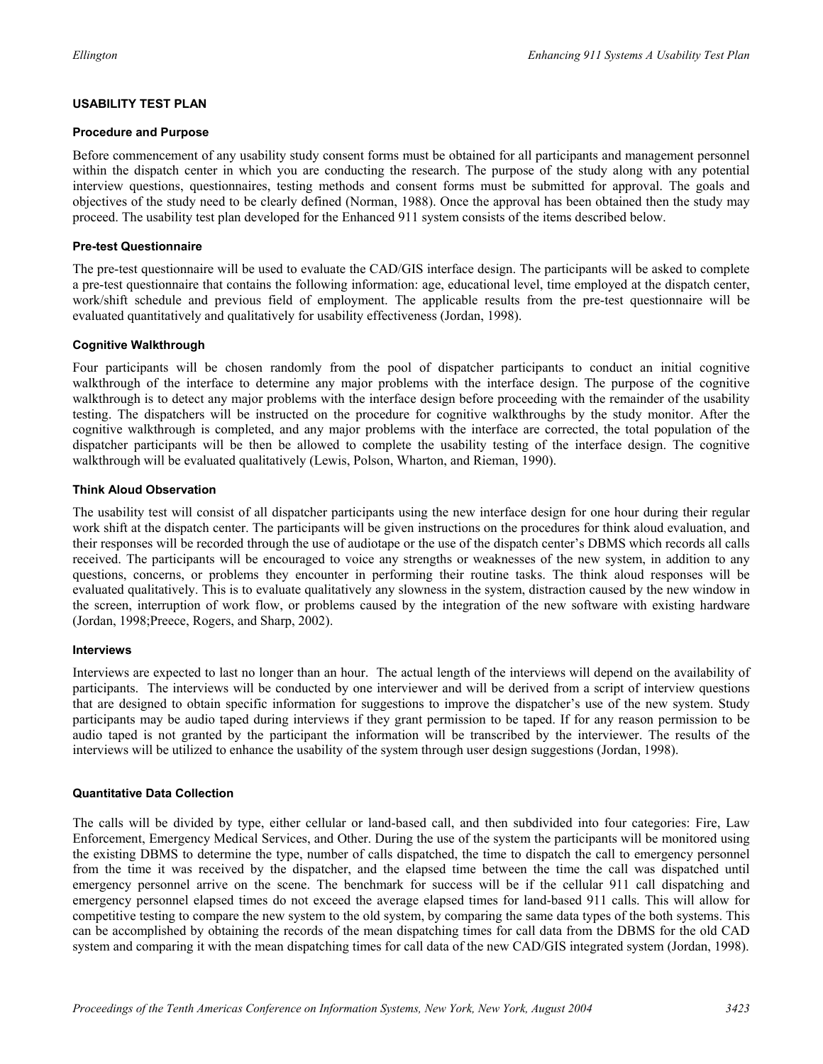### USABILITY TEST PLAN

#### Procedure and Purpose

Before commencement of any usability study consent forms must be obtained for all participants and management personnel within the dispatch center in which you are conducting the research. The purpose of the study along with any potential interview questions, questionnaires, testing methods and consent forms must be submitted for approval. The goals and objectives of the study need to be clearly defined (Norman, 1988). Once the approval has been obtained then the study may proceed. The usability test plan developed for the Enhanced 911 system consists of the items described below.

#### Pre-test Questionnaire

The pre-test questionnaire will be used to evaluate the CAD/GIS interface design. The participants will be asked to complete a pre-test questionnaire that contains the following information: age, educational level, time employed at the dispatch center, work/shift schedule and previous field of employment. The applicable results from the pre-test questionnaire will be evaluated quantitatively and qualitatively for usability effectiveness (Jordan, 1998).

#### Cognitive Walkthrough

Four participants will be chosen randomly from the pool of dispatcher participants to conduct an initial cognitive walkthrough of the interface to determine any major problems with the interface design. The purpose of the cognitive walkthrough is to detect any major problems with the interface design before proceeding with the remainder of the usability testing. The dispatchers will be instructed on the procedure for cognitive walkthroughs by the study monitor. After the cognitive walkthrough is completed, and any major problems with the interface are corrected, the total population of the dispatcher participants will be then be allowed to complete the usability testing of the interface design. The cognitive walkthrough will be evaluated qualitatively (Lewis, Polson, Wharton, and Rieman, 1990).

#### Think Aloud Observation

The usability test will consist of all dispatcher participants using the new interface design for one hour during their regular work shift at the dispatch center. The participants will be given instructions on the procedures for think aloud evaluation, and their responses will be recorded through the use of audiotape or the use of the dispatch center's DBMS which records all calls received. The participants will be encouraged to voice any strengths or weaknesses of the new system, in addition to any questions, concerns, or problems they encounter in performing their routine tasks. The think aloud responses will be evaluated qualitatively. This is to evaluate qualitatively any slowness in the system, distraction caused by the new window in the screen, interruption of work flow, or problems caused by the integration of the new software with existing hardware (Jordan, 1998;Preece, Rogers, and Sharp, 2002).

#### Interviews

Interviews are expected to last no longer than an hour. The actual length of the interviews will depend on the availability of participants. The interviews will be conducted by one interviewer and will be derived from a script of interview questions that are designed to obtain specific information for suggestions to improve the dispatcher's use of the new system. Study participants may be audio taped during interviews if they grant permission to be taped. If for any reason permission to be audio taped is not granted by the participant the information will be transcribed by the interviewer. The results of the interviews will be utilized to enhance the usability of the system through user design suggestions (Jordan, 1998).

#### Quantitative Data Collection

The calls will be divided by type, either cellular or land-based call, and then subdivided into four categories: Fire, Law Enforcement, Emergency Medical Services, and Other. During the use of the system the participants will be monitored using the existing DBMS to determine the type, number of calls dispatched, the time to dispatch the call to emergency personnel from the time it was received by the dispatcher, and the elapsed time between the time the call was dispatched until emergency personnel arrive on the scene. The benchmark for success will be if the cellular 911 call dispatching and emergency personnel elapsed times do not exceed the average elapsed times for land-based 911 calls. This will allow for competitive testing to compare the new system to the old system, by comparing the same data types of the both systems. This can be accomplished by obtaining the records of the mean dispatching times for call data from the DBMS for the old CAD system and comparing it with the mean dispatching times for call data of the new CAD/GIS integrated system (Jordan, 1998).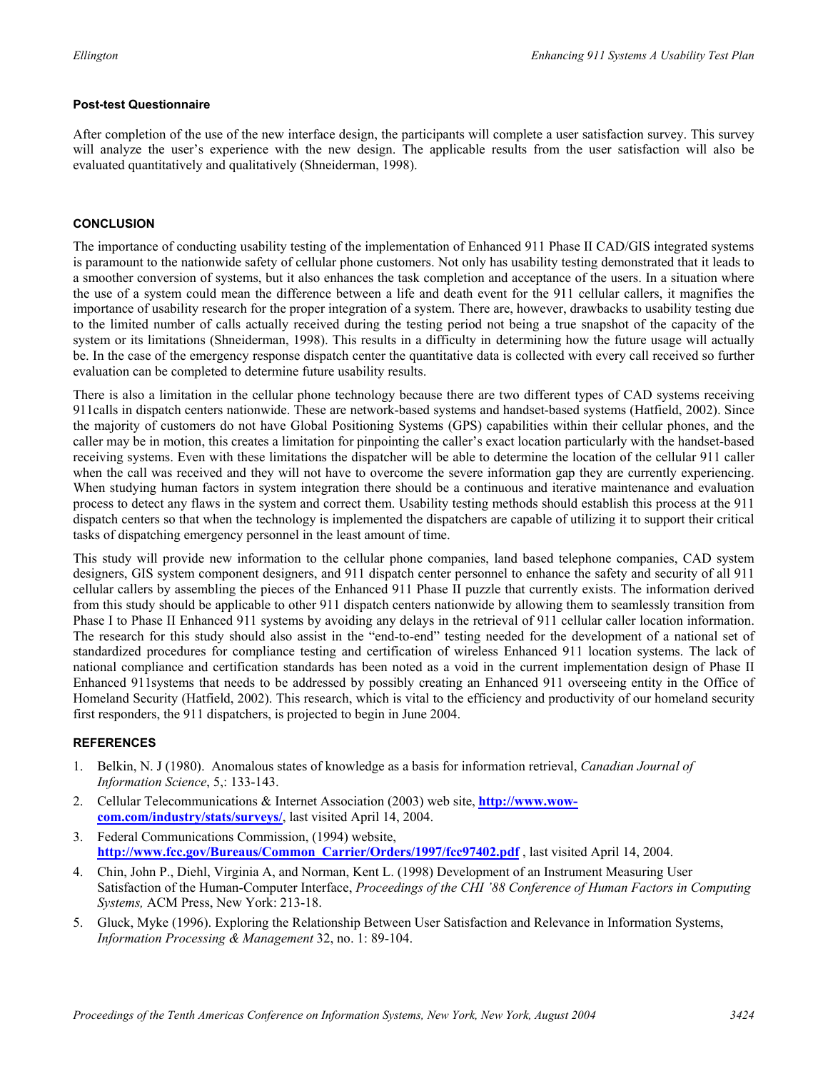### Post-test Questionnaire

After completion of the use of the new interface design, the participants will complete a user satisfaction survey. This survey will analyze the user's experience with the new design. The applicable results from the user satisfaction will also be evaluated quantitatively and qualitatively (Shneiderman, 1998).

## CONCLUSION

The importance of conducting usability testing of the implementation of Enhanced 911 Phase II CAD/GIS integrated systems is paramount to the nationwide safety of cellular phone customers. Not only has usability testing demonstrated that it leads to a smoother conversion of systems, but it also enhances the task completion and acceptance of the users. In a situation where the use of a system could mean the difference between a life and death event for the 911 cellular callers, it magnifies the importance of usability research for the proper integration of a system. There are, however, drawbacks to usability testing due to the limited number of calls actually received during the testing period not being a true snapshot of the capacity of the system or its limitations (Shneiderman, 1998). This results in a difficulty in determining how the future usage will actually be. In the case of the emergency response dispatch center the quantitative data is collected with every call received so further evaluation can be completed to determine future usability results.

There is also a limitation in the cellular phone technology because there are two different types of CAD systems receiving 911calls in dispatch centers nationwide. These are network-based systems and handset-based systems (Hatfield, 2002). Since the majority of customers do not have Global Positioning Systems (GPS) capabilities within their cellular phones, and the caller may be in motion, this creates a limitation for pinpointing the caller's exact location particularly with the handset-based receiving systems. Even with these limitations the dispatcher will be able to determine the location of the cellular 911 caller when the call was received and they will not have to overcome the severe information gap they are currently experiencing. When studying human factors in system integration there should be a continuous and iterative maintenance and evaluation process to detect any flaws in the system and correct them. Usability testing methods should establish this process at the 911 dispatch centers so that when the technology is implemented the dispatchers are capable of utilizing it to support their critical tasks of dispatching emergency personnel in the least amount of time.

This study will provide new information to the cellular phone companies, land based telephone companies, CAD system designers, GIS system component designers, and 911 dispatch center personnel to enhance the safety and security of all 911 cellular callers by assembling the pieces of the Enhanced 911 Phase II puzzle that currently exists. The information derived from this study should be applicable to other 911 dispatch centers nationwide by allowing them to seamlessly transition from Phase I to Phase II Enhanced 911 systems by avoiding any delays in the retrieval of 911 cellular caller location information. The research for this study should also assist in the "end-to-end" testing needed for the development of a national set of standardized procedures for compliance testing and certification of wireless Enhanced 911 location systems. The lack of national compliance and certification standards has been noted as a void in the current implementation design of Phase II Enhanced 911systems that needs to be addressed by possibly creating an Enhanced 911 overseeing entity in the Office of Homeland Security (Hatfield, 2002). This research, which is vital to the efficiency and productivity of our homeland security first responders, the 911 dispatchers, is projected to begin in June 2004.

## REFERENCES

1. Belkin, N. J (1980). Anomalous states of knowledge as a basis for information retrieval, *Canadian Journal of Information Science*, 5,: 133-143.
2. Cellular Telecommunications & Internet Association (2003) web site, **http://www.wow-com.com/industry/stats/surveys/**, last visited April 14, 2004.
3. Federal Communications Commission, (1994) website, **http://www.fcc.gov/Bureaus/Common_Carrier/Orders/1997/fcc97402.pdf** , last visited April 14, 2004.
4. Chin, John P., Diehl, Virginia A, and Norman, Kent L. (1998) Development of an Instrument Measuring User Satisfaction of the Human-Computer Interface, *Proceedings of the CHI '88 Conference of Human Factors in Computing Systems,* ACM Press, New York: 213-18.
5. Gluck, Myke (1996). Exploring the Relationship Between User Satisfaction and Relevance in Information Systems, *Information Processing & Management* 32, no. 1: 89-104.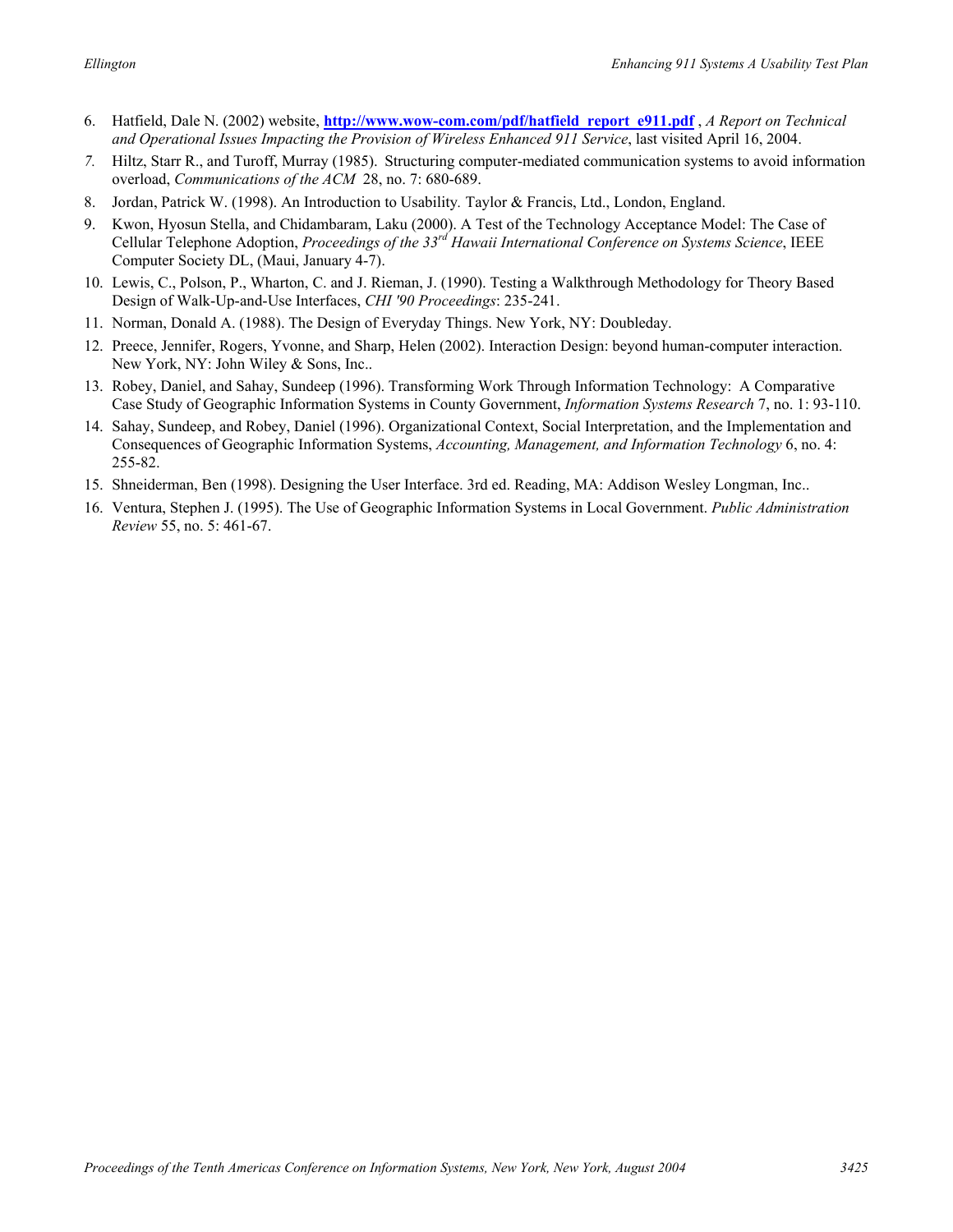6. Hatfield, Dale N. (2002) website, **http://www.wow-com.com/pdf/hatfield_report_e911.pdf** , *A Report on Technical and Operational Issues Impacting the Provision of Wireless Enhanced 911 Service*, last visited April 16, 2004.
7. Hiltz, Starr R., and Turoff, Murray (1985). Structuring computer-mediated communication systems to avoid information overload, *Communications of the ACM* 28, no. 7: 680-689.
8. Jordan, Patrick W. (1998). An Introduction to Usability. Taylor & Francis, Ltd., London, England.
9. Kwon, Hyosun Stella, and Chidambaram, Laku (2000). A Test of the Technology Acceptance Model: The Case of Cellular Telephone Adoption, *Proceedings of the 33rd Hawaii International Conference on Systems Science*, IEEE Computer Society DL, (Maui, January 4-7).
10. Lewis, C., Polson, P., Wharton, C. and J. Rieman, J. (1990). Testing a Walkthrough Methodology for Theory Based Design of Walk-Up-and-Use Interfaces, *CHI '90 Proceedings*: 235-241.
11. Norman, Donald A. (1988). The Design of Everyday Things. New York, NY: Doubleday.
12. Preece, Jennifer, Rogers, Yvonne, and Sharp, Helen (2002). Interaction Design: beyond human-computer interaction. New York, NY: John Wiley & Sons, Inc..
13. Robey, Daniel, and Sahay, Sundeep (1996). Transforming Work Through Information Technology: A Comparative Case Study of Geographic Information Systems in County Government, *Information Systems Research* 7, no. 1: 93-110.
14. Sahay, Sundeep, and Robey, Daniel (1996). Organizational Context, Social Interpretation, and the Implementation and Consequences of Geographic Information Systems, *Accounting, Management, and Information Technology* 6, no. 4: 255-82.
15. Shneiderman, Ben (1998). Designing the User Interface. 3rd ed. Reading, MA: Addison Wesley Longman, Inc..
16. Ventura, Stephen J. (1995). The Use of Geographic Information Systems in Local Government. *Public Administration Review* 55, no. 5: 461-67.